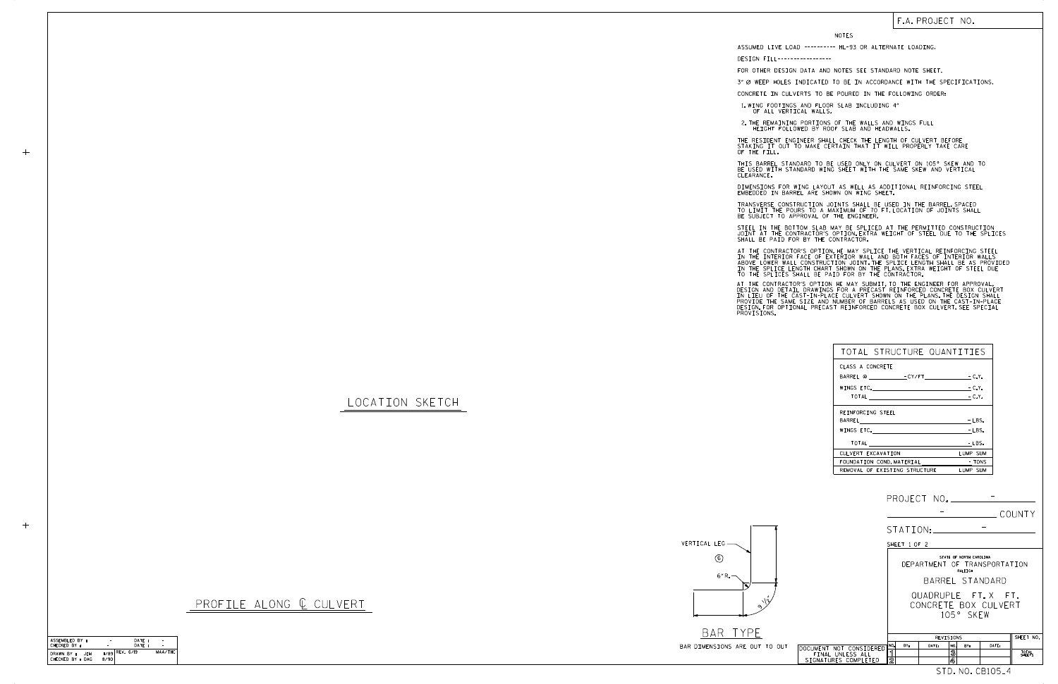F.A. PROJECT NO.

## NOTES

ASSUMED LIVE LOAD ---------- HL-93 OR ALTERNATE LOADING.

DESIGN FILL-----------------

FOR OTHER DESIGN DATA AND NOTES SEE STANDARD NOTE SHEET.

3" Ø WEEP HOLES INDICATED TO BE IN ACCORDANCE WITH THE SPECIFICATIONS.

CONCRETE IN CULVERTS TO BE POURED IN THE FOLLOWING ORDER:

1. WING FOOTINGS AND FLOOR SLAB INCLUDING 4" OF ALL VERTICAL WALLS.
2. THE REMAINING PORTIONS OF THE WALLS AND WINGS FULL HEIGHT FOLLOWED BY ROOF SLAB AND HEADWALLS.

THE RESIDENT ENGINEER SHALL CHECK THE LENGTH OF CULVERT BEFORE STAKING IT OUT TO MAKE CERTAIN THAT IT WILL PROPERLY TAKE CARE OF THE FILL.

THIS BARREL STANDARD TO BE USED ONLY ON CULVERT ON 105° SKEW AND TO BE USED WITH STANDARD WING SHEET WITH THE SAME SKEW AND VERTICAL CLEARANCE.

DIMENSIONS FOR WING LAYOUT AS WELL AS ADDITIONAL REINFORCING STEEL EMBEDDED IN BARREL ARE SHOWN ON WING SHEET.

TRANSVERSE CONSTRUCTION JOINTS SHALL BE USED IN THE BARREL, SPACED TO LIMIT THE POURS TO A MAXIMUM OF 70 FT. LOCATION OF JOINTS SHALL BE SUBJECT TO APPROVAL OF THE ENGINEER.

STEEL IN THE BOTTOM SLAB MAY BE SPLICED AT THE PERMITTED CONSTRUCTION JOINT AT THE CONTRACTOR'S OPTION. EXTRA WEIGHT OF STEEL DUE TO THE SPLICES SHALL BE PAID FOR BY THE CONTRACTOR.

AT THE CONTRACTOR'S OPTION, HE MAY SPLICE THE VERTICAL REINFORCING STEEL IN THE INTERIOR FACE OF EXTERIOR WALL AND BOTH FACES OF INTERIOR WALLS ABOVE LOWER WALL CONSTRUCTION JOINT. THE SPLICE LENGTH SHALL BE AS PROVIDED IN THE SPLICE LENGTH CHART SHOWN ON THE PLANS. EXTRA WEIGHT OF STEEL DUE TO THE SPLICES SHALL BE PAID FOR BY THE CONTRACTOR.

AT THE CONTRACTOR'S OPTION HE MAY SUBMIT, TO THE ENGINEER FOR APPROVAL, DESIGN AND DETAIL DRAWINGS FOR A PRECAST REINFORCED CONCRETE BOX CULVERT IN LIEU OF THE CAST-IN-PLACE CULVERT SHOWN ON THE PLANS. THE DESIGN SHALL PROVIDE THE SAME SIZE AND NUMBER OF BARRELS AS USED ON THE CAST-IN-PLACE DESIGN. FOR OPTIONAL PRECAST REINFORCED CONCRETE BOX CULVERT, SEE SPECIAL PROVISIONS.

## LOCATION SKETCH

## TOTAL STRUCTURE QUANTITIES

| | |
|---|---|
| CLASS A CONCRETE | |
| BARREL @ ______ - CY/FT | - C.Y. |
| WINGS ETC. | - C.Y. |
| TOTAL | - C.Y. |
| REINFORCING STEEL | |
| BARREL | - LBS. |
| WINGS ETC. | - LBS. |
| TOTAL | - LBS. |
| CULVERT EXCAVATION | LUMP SUM |
| FOUNDATION COND. MATERIAL | - TONS |
| REMOVAL OF EXISTING STRUCTURE | LUMP SUM |

## PROFILE ALONG ℄ CULVERT

VERTICAL LEG

6

6" R.

9 1/2"

## BAR TYPE

BAR DIMENSIONS ARE OUT TO OUT

PROJECT NO. -

- COUNTY

STATION: -

SHEET 1 OF 2

STATE OF NORTH CAROLINA
DEPARTMENT OF TRANSPORTATION
RALEIGH

BARREL STANDARD

QUADRUPLE FT. X FT.
CONCRETE BOX CULVERT
105° SKEW

| REVISIONS | | | | | | | SHEET NO. |
|---|---|---|---|---|---|---|---|
| NO. | BY: | DATE: | NO. | BY: | DATE: | | |
| 1 | | | 3 | | | | TOTAL SHEETS |
| 2 | | | 4 | | | | |

DOCUMENT NOT CONSIDERED FINAL UNLESS ALL SIGNATURES COMPLETED

| | | | |
|---|---|---|---|
| ASSEMBLED BY : | - | DATE : | - |
| CHECKED BY : | - | DATE : | - |
| DRAWN BY : JEM | 8/89 | REV. 6/19 | MAA/THC |
| CHECKED BY : DAG | 8/90 | | |

STD. NO. CB105_4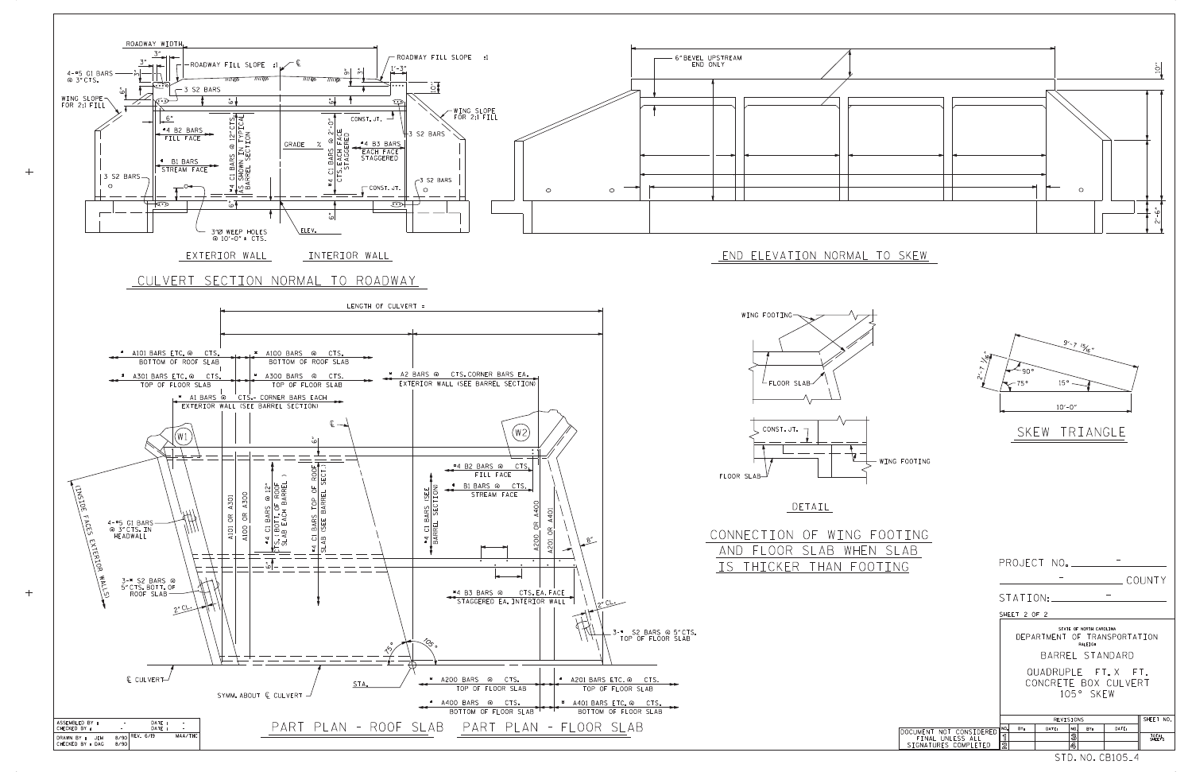## CULVERT SECTION NORMAL TO ROADWAY

ROADWAY WIDTH

3"

3"

4-#5 G1 BARS @ 3"CTS.

ROADWAY FILL SLOPE :1

℄

ROADWAY FILL SLOPE :1

9"

3"

1'-3"

10"

6"

3 S2 BARS

WING SLOPE FOR 2:1 FILL

WING SLOPE FOR 2:1 FILL

6"

6"

6"

CONST. JT.

#4 B2 BARS FILL FACE

#4 C1 BARS @ 12"CTS. AS SHOWN IN TYPICAL BARREL SECTION

#4 C1 BARS @ 2'-0" CTS. EACH FACE STAGGERED

3 S2 BARS

GRADE %

#4 B3 BARS EACH FACE STAGGERED

B1 BARS STREAM FACE

3 S2 BARS

3 S2 BARS

CONST. JT.

6"

6"

3"Ø WEEP HOLES @ 10'-0" ± CTS.

ELEV.

EXTERIOR WALL

INTERIOR WALL

## END ELEVATION NORMAL TO SKEW

6" BEVEL UPSTREAM END ONLY

10"

2'-6"

## PART PLAN - ROOF SLAB    PART PLAN - FLOOR SLAB

LENGTH OF CULVERT =

# A101 BARS ETC. @ CTS. BOTTOM OF ROOF SLAB

# A100 BARS @ CTS. BOTTOM OF ROOF SLAB

# A301 BARS ETC. @ CTS. TOP OF FLOOR SLAB

# A300 BARS @ CTS. TOP OF FLOOR SLAB

# A2 BARS @ CTS. CORNER BARS EA. EXTERIOR WALL (SEE BARREL SECTION)

# A1 BARS @ CTS.- CORNER BARS EACH EXTERIOR WALL (SEE BARREL SECTION)

W1

W2

6"

℄

(INSIDE FACES EXTERIOR WALLS)

4-#5 G1 BARS @ 3"CTS. IN HEADWALL

A101 OR A301

A100 OR A300

#4 C1 BARS @ 12" CTS. BOTT. OF ROOF SLAB EACH BARREL )

#4 C1 BARS TOP OF ROOF SLAB (SEE BARREL SECT.)

#4 B2 BARS @ CTS. FILL FACE

#4 B1 BARS @ CTS. STREAM FACE

#4 C1 BARS (SEE BARREL SECTION)

A200 OR A400

A201 OR A401

8"

6"

3-# S2 BARS @ 5"CTS. BOTT. OF ROOF SLAB

2" CL.

#4 B3 BARS @ CTS. EA. FACE STAGGERED EA. INTERIOR WALL

2" CL.

3-# S2 BARS @ 5"CTS. TOP OF FLOOR SLAB

75°

105°

℄ CULVERT

STA.

SYMM. ABOUT ℄ CULVERT

# A200 BARS @ CTS. TOP OF FLOOR SLAB

# A201 BARS ETC. @ CTS. TOP OF FLOOR SLAB

# A400 BARS @ CTS. BOTTOM OF FLOOR SLAB

# A401 BARS ETC. @ CTS. BOTTOM OF FLOOR SLAB

## DETAIL

WING FOOTING

FLOOR SLAB

CONST. JT.

WING FOOTING

FLOOR SLAB

## CONNECTION OF WING FOOTING AND FLOOR SLAB WHEN SLAB IS THICKER THAN FOOTING

## SKEW TRIANGLE

9'-7 15/16"

2'-7 1/16"

90°

75°

15°

10'-0"

PROJECT NO. -

- COUNTY

STATION: -

SHEET 2 OF 2

STATE OF NORTH CAROLINA
DEPARTMENT OF TRANSPORTATION
RALEIGH

BARREL STANDARD

QUADRUPLE FT. X FT.
CONCRETE BOX CULVERT
105° SKEW

| REVISIONS | | | | | | | SHEET NO. |
|---|---|---|---|---|---|---|---|
| NO. | BY: | DATE: | NO. | BY: | DATE: | | |
| 1 | | | 3 | | | | TOTAL SHEETS |
| 2 | | | 4 | | | | |

DOCUMENT NOT CONSIDERED FINAL UNLESS ALL SIGNATURES COMPLETED

| | | | |
|---|---|---|---|
| ASSEMBLED BY : - | DATE : - | | |
| CHECKED BY : - | DATE : - | | |
| DRAWN BY : JEM 8/90 | REV. 6/19 | MAA/THC | |
| CHECKED BY : DAG 8/90 | | | |

STD. NO. CB105_4